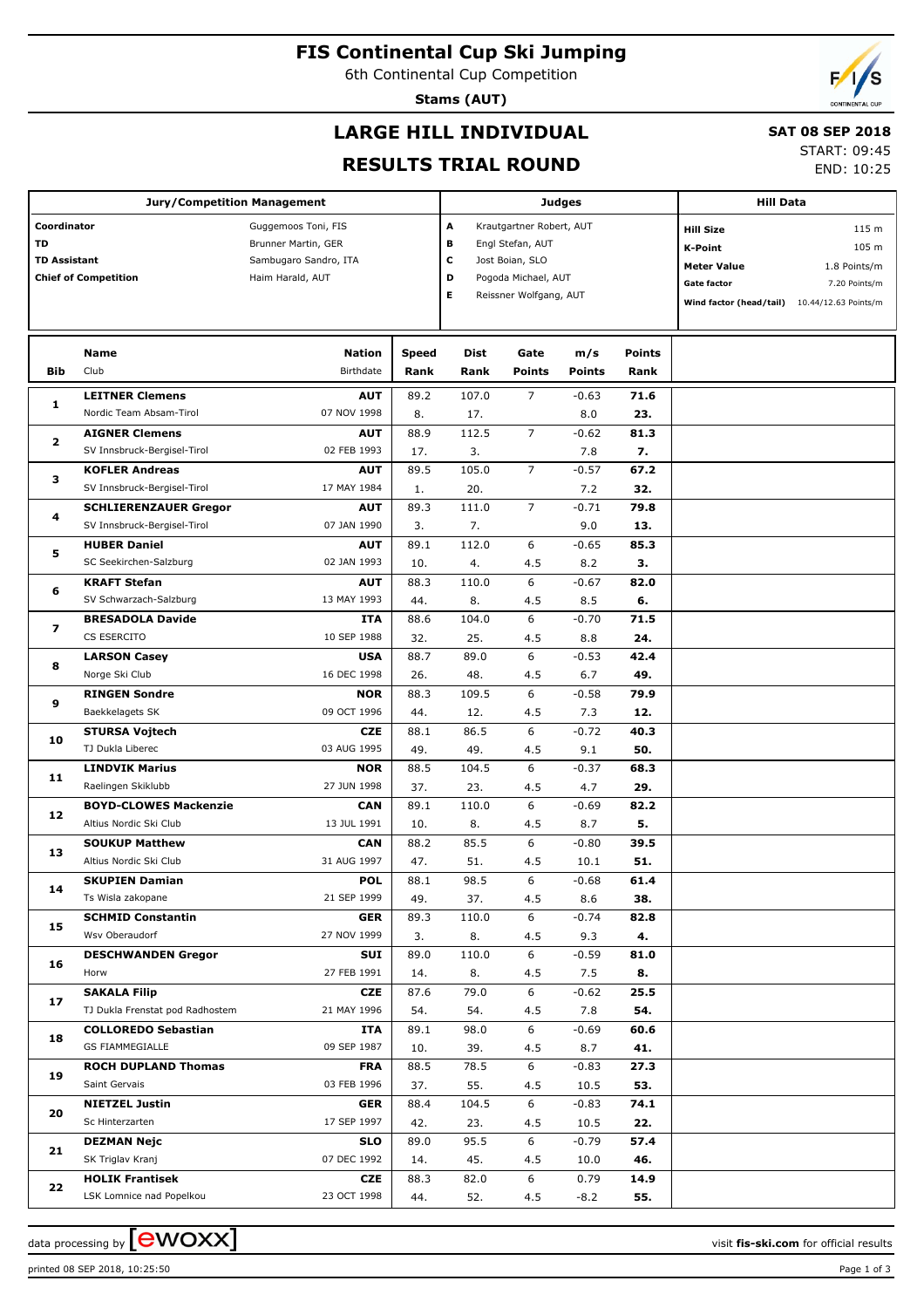# FIS Continental Cup Ski Jumping

6th Continental Cup Competition

**Stams (AUT)**

## LARGE HILL INDIVIDUAL

## RESULTS TRIAL ROUND

**SAT 08 SEP 2018**

START: 09:45

END: 10:25

| Jury/Competition Management | | Judges | | Hill Data | |
|---|---|---|---|---|---|
| Coordinator | Guggemoos Toni, FIS | A | Krautgartner Robert, AUT | Hill Size | 115 m |
| TD | Brunner Martin, GER | B | Engl Stefan, AUT | K-Point | 105 m |
| TD Assistant | Sambugaro Sandro, ITA | C | Jost Boian, SLO | Meter Value | 1.8 Points/m |
| Chief of Competition | Haim Harald, AUT | D | Pogoda Michael, AUT | Gate factor | 7.20 Points/m |
| | | E | Reissner Wolfgang, AUT | Wind factor (head/tail) | 10.44/12.63 Points/m |

| Bib | Name / Club | Nation / Birthdate | Speed / Rank | Dist / Rank | Gate / Points | m/s / Points | Points / Rank |
|---|---|---|---|---|---|---|---|
| 1 | **LEITNER Clemens** | **AUT** | 89.2 | 107.0 | 7 | -0.63 | **71.6** |
| | Nordic Team Absam-Tirol | 07 NOV 1998 | 8. | 17. | | 8.0 | **23.** |
| 2 | **AIGNER Clemens** | **AUT** | 88.9 | 112.5 | 7 | -0.62 | **81.3** |
| | SV Innsbruck-Bergisel-Tirol | 02 FEB 1993 | 17. | 3. | | 7.8 | **7.** |
| 3 | **KOFLER Andreas** | **AUT** | 89.5 | 105.0 | 7 | -0.57 | **67.2** |
| | SV Innsbruck-Bergisel-Tirol | 17 MAY 1984 | 1. | 20. | | 7.2 | **32.** |
| 4 | **SCHLIERENZAUER Gregor** | **AUT** | 89.3 | 111.0 | 7 | -0.71 | **79.8** |
| | SV Innsbruck-Bergisel-Tirol | 07 JAN 1990 | 3. | 7. | | 9.0 | **13.** |
| 5 | **HUBER Daniel** | **AUT** | 89.1 | 112.0 | 6 | -0.65 | **85.3** |
| | SC Seekirchen-Salzburg | 02 JAN 1993 | 10. | 4. | 4.5 | 8.2 | **3.** |
| 6 | **KRAFT Stefan** | **AUT** | 88.3 | 110.0 | 6 | -0.67 | **82.0** |
| | SV Schwarzach-Salzburg | 13 MAY 1993 | 44. | 8. | 4.5 | 8.5 | **6.** |
| 7 | **BRESADOLA Davide** | **ITA** | 88.6 | 104.0 | 6 | -0.70 | **71.5** |
| | CS ESERCITO | 10 SEP 1988 | 32. | 25. | 4.5 | 8.8 | **24.** |
| 8 | **LARSON Casey** | **USA** | 88.7 | 89.0 | 6 | -0.53 | **42.4** |
| | Norge Ski Club | 16 DEC 1998 | 26. | 48. | 4.5 | 6.7 | **49.** |
| 9 | **RINGEN Sondre** | **NOR** | 88.3 | 109.5 | 6 | -0.58 | **79.9** |
| | Baekkelagets SK | 09 OCT 1996 | 44. | 12. | 4.5 | 7.3 | **12.** |
| 10 | **STURSA Vojtech** | **CZE** | 88.1 | 86.5 | 6 | -0.72 | **40.3** |
| | TJ Dukla Liberec | 03 AUG 1995 | 49. | 49. | 4.5 | 9.1 | **50.** |
| 11 | **LINDVIK Marius** | **NOR** | 88.5 | 104.5 | 6 | -0.37 | **68.3** |
| | Raelingen Skiklubb | 27 JUN 1998 | 37. | 23. | 4.5 | 4.7 | **29.** |
| 12 | **BOYD-CLOWES Mackenzie** | **CAN** | 89.1 | 110.0 | 6 | -0.69 | **82.2** |
| | Altius Nordic Ski Club | 13 JUL 1991 | 10. | 8. | 4.5 | 8.7 | **5.** |
| 13 | **SOUKUP Matthew** | **CAN** | 88.2 | 85.5 | 6 | -0.80 | **39.5** |
| | Altius Nordic Ski Club | 31 AUG 1997 | 47. | 51. | 4.5 | 10.1 | **51.** |
| 14 | **SKUPIEN Damian** | **POL** | 88.1 | 98.5 | 6 | -0.68 | **61.4** |
| | Ts Wisla zakopane | 21 SEP 1999 | 49. | 37. | 4.5 | 8.6 | **38.** |
| 15 | **SCHMID Constantin** | **GER** | 89.3 | 110.0 | 6 | -0.74 | **82.8** |
| | Wsv Oberaudorf | 27 NOV 1999 | 3. | 8. | 4.5 | 9.3 | **4.** |
| 16 | **DESCHWANDEN Gregor** | **SUI** | 89.0 | 110.0 | 6 | -0.59 | **81.0** |
| | Horw | 27 FEB 1991 | 14. | 8. | 4.5 | 7.5 | **8.** |
| 17 | **SAKALA Filip** | **CZE** | 87.6 | 79.0 | 6 | -0.62 | **25.5** |
| | TJ Dukla Frenstat pod Radhostem | 21 MAY 1996 | 54. | 54. | 4.5 | 7.8 | **54.** |
| 18 | **COLLOREDO Sebastian** | **ITA** | 89.1 | 98.0 | 6 | -0.69 | **60.6** |
| | GS FIAMMEGIALLE | 09 SEP 1987 | 10. | 39. | 4.5 | 8.7 | **41.** |
| 19 | **ROCH DUPLAND Thomas** | **FRA** | 88.5 | 78.5 | 6 | -0.83 | **27.3** |
| | Saint Gervais | 03 FEB 1996 | 37. | 55. | 4.5 | 10.5 | **53.** |
| 20 | **NIETZEL Justin** | **GER** | 88.4 | 104.5 | 6 | -0.83 | **74.1** |
| | Sc Hinterzarten | 17 SEP 1997 | 42. | 23. | 4.5 | 10.5 | **22.** |
| 21 | **DEZMAN Nejc** | **SLO** | 89.0 | 95.5 | 6 | -0.79 | **57.4** |
| | SK Triglav Kranj | 07 DEC 1992 | 14. | 45. | 4.5 | 10.0 | **46.** |
| 22 | **HOLIK Frantisek** | **CZE** | 88.3 | 82.0 | 6 | 0.79 | **14.9** |
| | LSK Lomnice nad Popelkou | 23 OCT 1998 | 44. | 52. | 4.5 | -8.2 | **55.** |

data processing by ewoxx — visit fis-ski.com for official results

printed 08 SEP 2018, 10:25:50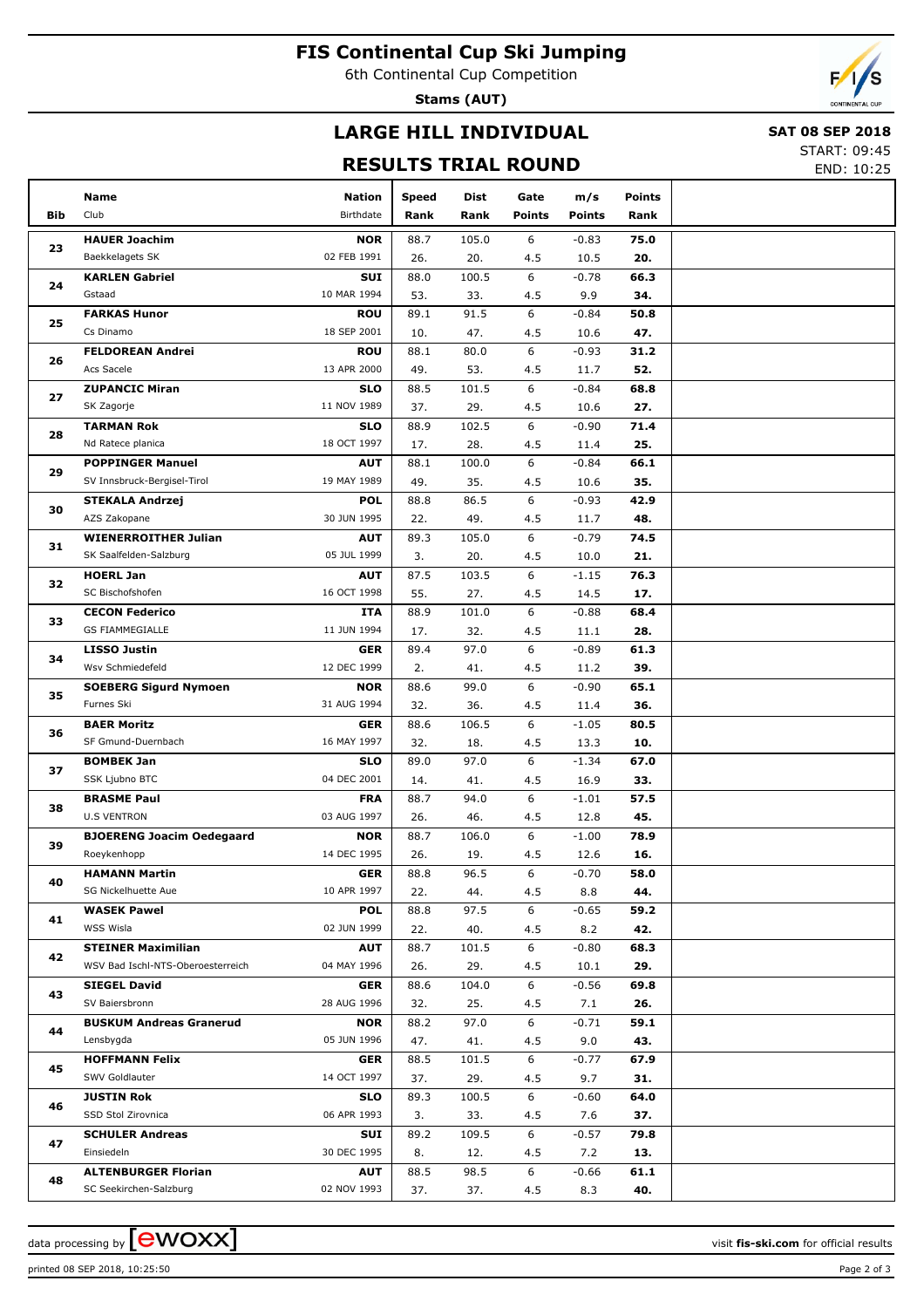# FIS Continental Cup Ski Jumping

6th Continental Cup Competition

**Stams (AUT)**

## LARGE HILL INDIVIDUAL

**SAT 08 SEP 2018**

START: 09:45
END: 10:25

## RESULTS TRIAL ROUND

| Bib | Name / Club | Nation / Birthdate | Speed / Rank | Dist / Rank | Gate / Points | m/s / Points | Points / Rank |
|---|---|---|---|---|---|---|---|
| 23 | **HAUER Joachim** | **NOR** | 88.7 | 105.0 | 6 | -0.83 | **75.0** |
| | Baekkelagets SK | 02 FEB 1991 | 26. | 20. | 4.5 | 10.5 | **20.** |
| 24 | **KARLEN Gabriel** | **SUI** | 88.0 | 100.5 | 6 | -0.78 | **66.3** |
| | Gstaad | 10 MAR 1994 | 53. | 33. | 4.5 | 9.9 | **34.** |
| 25 | **FARKAS Hunor** | **ROU** | 89.1 | 91.5 | 6 | -0.84 | **50.8** |
| | Cs Dinamo | 18 SEP 2001 | 10. | 47. | 4.5 | 10.6 | **47.** |
| 26 | **FELDOREAN Andrei** | **ROU** | 88.1 | 80.0 | 6 | -0.93 | **31.2** |
| | Acs Sacele | 13 APR 2000 | 49. | 53. | 4.5 | 11.7 | **52.** |
| 27 | **ZUPANCIC Miran** | **SLO** | 88.5 | 101.5 | 6 | -0.84 | **68.8** |
| | SK Zagorje | 11 NOV 1989 | 37. | 29. | 4.5 | 10.6 | **27.** |
| 28 | **TARMAN Rok** | **SLO** | 88.9 | 102.5 | 6 | -0.90 | **71.4** |
| | Nd Ratece planica | 18 OCT 1997 | 17. | 28. | 4.5 | 11.4 | **25.** |
| 29 | **POPPINGER Manuel** | **AUT** | 88.1 | 100.0 | 6 | -0.84 | **66.1** |
| | SV Innsbruck-Bergisel-Tirol | 19 MAY 1989 | 49. | 35. | 4.5 | 10.6 | **35.** |
| 30 | **STEKALA Andrzej** | **POL** | 88.8 | 86.5 | 6 | -0.93 | **42.9** |
| | AZS Zakopane | 30 JUN 1995 | 22. | 49. | 4.5 | 11.7 | **48.** |
| 31 | **WIENERROITHER Julian** | **AUT** | 89.3 | 105.0 | 6 | -0.79 | **74.5** |
| | SK Saalfelden-Salzburg | 05 JUL 1999 | 3. | 20. | 4.5 | 10.0 | **21.** |
| 32 | **HOERL Jan** | **AUT** | 87.5 | 103.5 | 6 | -1.15 | **76.3** |
| | SC Bischofshofen | 16 OCT 1998 | 55. | 27. | 4.5 | 14.5 | **17.** |
| 33 | **CECON Federico** | **ITA** | 88.9 | 101.0 | 6 | -0.88 | **68.4** |
| | GS FIAMMEGIALLE | 11 JUN 1994 | 17. | 32. | 4.5 | 11.1 | **28.** |
| 34 | **LISSO Justin** | **GER** | 89.4 | 97.0 | 6 | -0.89 | **61.3** |
| | Wsv Schmiedefeld | 12 DEC 1999 | 2. | 41. | 4.5 | 11.2 | **39.** |
| 35 | **SOEBERG Sigurd Nymoen** | **NOR** | 88.6 | 99.0 | 6 | -0.90 | **65.1** |
| | Furnes Ski | 31 AUG 1994 | 32. | 36. | 4.5 | 11.4 | **36.** |
| 36 | **BAER Moritz** | **GER** | 88.6 | 106.5 | 6 | -1.05 | **80.5** |
| | SF Gmund-Duernbach | 16 MAY 1997 | 32. | 18. | 4.5 | 13.3 | **10.** |
| 37 | **BOMBEK Jan** | **SLO** | 89.0 | 97.0 | 6 | -1.34 | **67.0** |
| | SSK Ljubno BTC | 04 DEC 2001 | 14. | 41. | 4.5 | 16.9 | **33.** |
| 38 | **BRASME Paul** | **FRA** | 88.7 | 94.0 | 6 | -1.01 | **57.5** |
| | U.S VENTRON | 03 AUG 1997 | 26. | 46. | 4.5 | 12.8 | **45.** |
| 39 | **BJOERENG Joacim Oedegaard** | **NOR** | 88.7 | 106.0 | 6 | -1.00 | **78.9** |
| | Roeykenhopp | 14 DEC 1995 | 26. | 19. | 4.5 | 12.6 | **16.** |
| 40 | **HAMANN Martin** | **GER** | 88.8 | 96.5 | 6 | -0.70 | **58.0** |
| | SG Nickelhuette Aue | 10 APR 1997 | 22. | 44. | 4.5 | 8.8 | **44.** |
| 41 | **WASEK Pawel** | **POL** | 88.8 | 97.5 | 6 | -0.65 | **59.2** |
| | WSS Wisla | 02 JUN 1999 | 22. | 40. | 4.5 | 8.2 | **42.** |
| 42 | **STEINER Maximilian** | **AUT** | 88.7 | 101.5 | 6 | -0.80 | **68.3** |
| | WSV Bad Ischl-NTS-Oberoesterreich | 04 MAY 1996 | 26. | 29. | 4.5 | 10.1 | **29.** |
| 43 | **SIEGEL David** | **GER** | 88.6 | 104.0 | 6 | -0.56 | **69.8** |
| | SV Baiersbronn | 28 AUG 1996 | 32. | 25. | 4.5 | 7.1 | **26.** |
| 44 | **BUSKUM Andreas Granerud** | **NOR** | 88.2 | 97.0 | 6 | -0.71 | **59.1** |
| | Lensbygda | 05 JUN 1996 | 47. | 41. | 4.5 | 9.0 | **43.** |
| 45 | **HOFFMANN Felix** | **GER** | 88.5 | 101.5 | 6 | -0.77 | **67.9** |
| | SWV Goldlauter | 14 OCT 1997 | 37. | 29. | 4.5 | 9.7 | **31.** |
| 46 | **JUSTIN Rok** | **SLO** | 89.3 | 100.5 | 6 | -0.60 | **64.0** |
| | SSD Stol Zirovnica | 06 APR 1993 | 3. | 33. | 4.5 | 7.6 | **37.** |
| 47 | **SCHULER Andreas** | **SUI** | 89.2 | 109.5 | 6 | -0.57 | **79.8** |
| | Einsiedeln | 30 DEC 1995 | 8. | 12. | 4.5 | 7.2 | **13.** |
| 48 | **ALTENBURGER Florian** | **AUT** | 88.5 | 98.5 | 6 | -0.66 | **61.1** |
| | SC Seekirchen-Salzburg | 02 NOV 1993 | 37. | 37. | 4.5 | 8.3 | **40.** |

data processing by ewoxx — visit **fis-ski.com** for official results

printed 08 SEP 2018, 10:25:50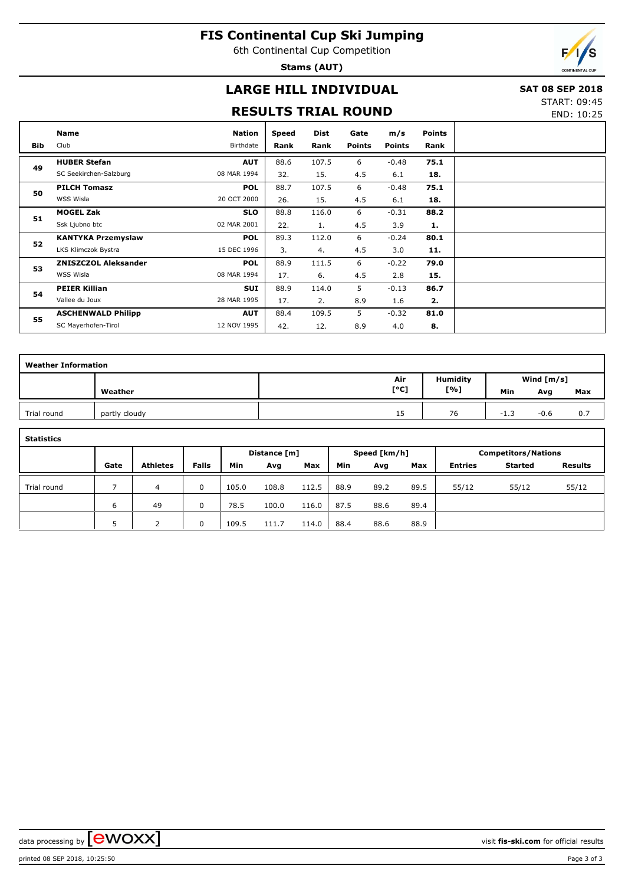# FIS Continental Cup Ski Jumping

6th Continental Cup Competition

**Stams (AUT)**

## LARGE HILL INDIVIDUAL

## RESULTS TRIAL ROUND

**SAT 08 SEP 2018**
START: 09:45
END: 10:25

| Bib | Name / Club | Nation / Birthdate | Speed / Rank | Dist / Rank | Gate / Points | m/s / Points | Points / Rank |
|---|---|---|---|---|---|---|---|
| 49 | **HUBER Stefan** | **AUT** | 88.6 | 107.5 | 6 | -0.48 | **75.1** |
| | SC Seekirchen-Salzburg | 08 MAR 1994 | 32. | 15. | 4.5 | 6.1 | **18.** |
| 50 | **PILCH Tomasz** | **POL** | 88.7 | 107.5 | 6 | -0.48 | **75.1** |
| | WSS Wisla | 20 OCT 2000 | 26. | 15. | 4.5 | 6.1 | **18.** |
| 51 | **MOGEL Zak** | **SLO** | 88.8 | 116.0 | 6 | -0.31 | **88.2** |
| | Ssk Ljubno btc | 02 MAR 2001 | 22. | 1. | 4.5 | 3.9 | **1.** |
| 52 | **KANTYKA Przemyslaw** | **POL** | 89.3 | 112.0 | 6 | -0.24 | **80.1** |
| | LKS Klimczok Bystra | 15 DEC 1996 | 3. | 4. | 4.5 | 3.0 | **11.** |
| 53 | **ZNISZCZOL Aleksander** | **POL** | 88.9 | 111.5 | 6 | -0.22 | **79.0** |
| | WSS Wisla | 08 MAR 1994 | 17. | 6. | 4.5 | 2.8 | **15.** |
| 54 | **PEIER Killian** | **SUI** | 88.9 | 114.0 | 5 | -0.13 | **86.7** |
| | Vallee du Joux | 28 MAR 1995 | 17. | 2. | 8.9 | 1.6 | **2.** |
| 55 | **ASCHENWALD Philipp** | **AUT** | 88.4 | 109.5 | 5 | -0.32 | **81.0** |
| | SC Mayerhofen-Tirol | 12 NOV 1995 | 42. | 12. | 8.9 | 4.0 | **8.** |

**Weather Information**

| | Weather | Air [°C] | Humidity [%] | Wind [m/s] Min | Avg | Max |
|---|---|---|---|---|---|---|
| Trial round | partly cloudy | 15 | 76 | -1.3 | -0.6 | 0.7 |

**Statistics**

| | Gate | Athletes | Falls | Distance [m] Min | Avg | Max | Speed [km/h] Min | Avg | Max | Competitors/Nations Entries | Started | Results |
|---|---|---|---|---|---|---|---|---|---|---|---|---|
| Trial round | 7 | 4 | 0 | 105.0 | 108.8 | 112.5 | 88.9 | 89.2 | 89.5 | 55/12 | 55/12 | 55/12 |
| | 6 | 49 | 0 | 78.5 | 100.0 | 116.0 | 87.5 | 88.6 | 89.4 | | | |
| | 5 | 2 | 0 | 109.5 | 111.7 | 114.0 | 88.4 | 88.6 | 88.9 | | | |

data processing by [ewoxx] visit **fis-ski.com** for official results

printed 08 SEP 2018, 10:25:50